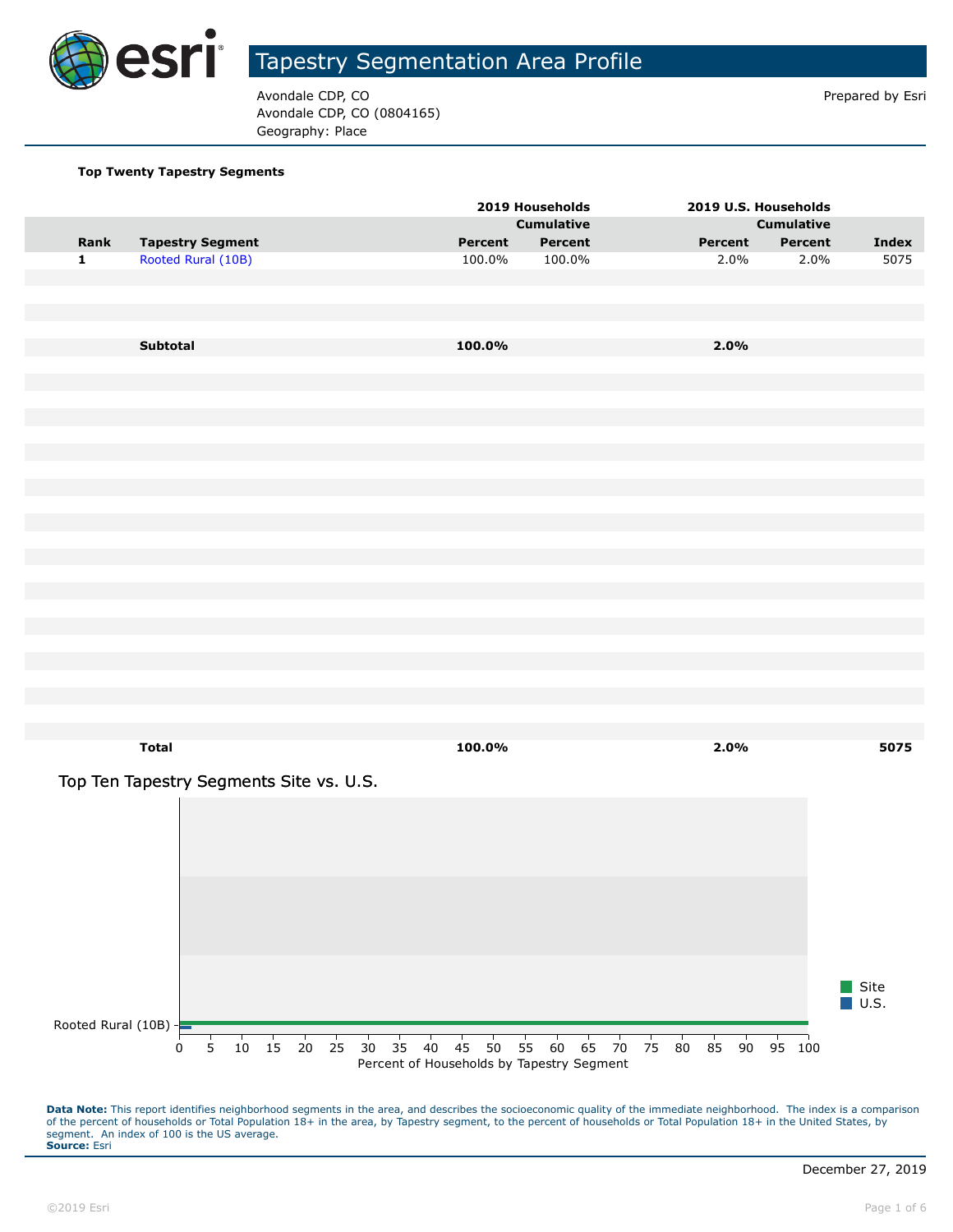# Tapestry Segmentation Area Profile

Avondale CDP, CO
Avondale CDP, CO (0804165)
Geography: Place

Prepared by Esri

**Top Twenty Tapestry Segments**

| | | 2019 Households | | 2019 U.S. Households | | |
|---|---|---|---|---|---|---|
| | | | Cumulative | | Cumulative | |
| **Rank** | **Tapestry Segment** | **Percent** | **Percent** | **Percent** | **Percent** | **Index** |
| 1 | Rooted Rural (10B) | 100.0% | 100.0% | 2.0% | 2.0% | 5075 |
| | **Subtotal** | **100.0%** | | **2.0%** | | |
| | **Total** | **100.0%** | | **2.0%** | | **5075** |

## Top Ten Tapestry Segments Site vs. U.S.

| Tapestry Segment | Site | U.S. |
|---|---|---|
| Rooted Rural (10B) | 100.0 | 2.0 |

Percent of Households by Tapestry Segment

**Data Note:** This report identifies neighborhood segments in the area, and describes the socioeconomic quality of the immediate neighborhood. The index is a comparison of the percent of households or Total Population 18+ in the area, by Tapestry segment, to the percent of households or Total Population 18+ in the United States, by segment. An index of 100 is the US average.
**Source:** Esri

December 27, 2019

©2019 Esri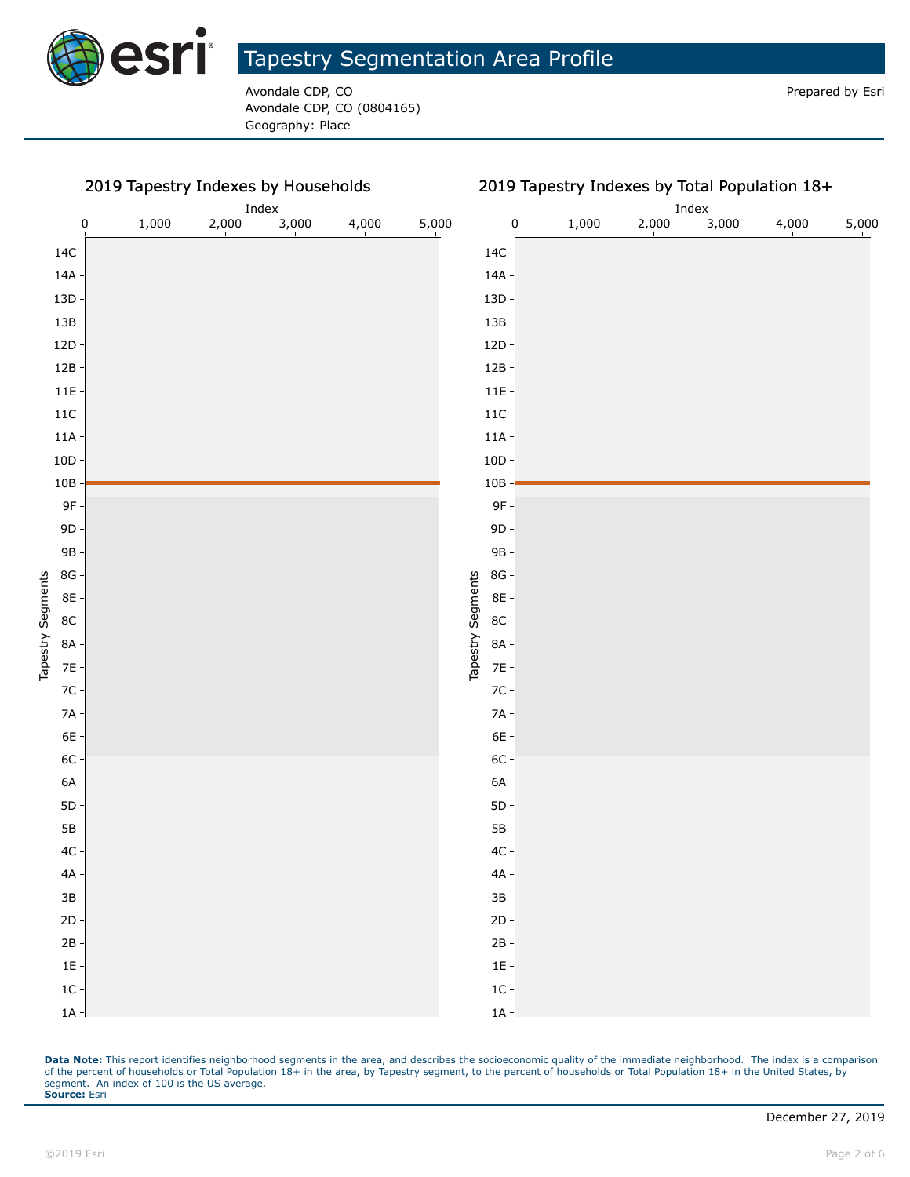# Tapestry Segmentation Area Profile

Avondale CDP, CO
Avondale CDP, CO (0804165)
Geography: Place

Prepared by Esri

## 2019 Tapestry Indexes by Households

Index: 0, 1,000, 2,000, 3,000, 4,000, 5,000

Tapestry Segments: 14C, 14A, 13D, 13B, 12D, 12B, 11E, 11C, 11A, 10D, 10B, 9F, 9D, 9B, 8G, 8E, 8C, 8A, 7E, 7C, 7A, 6E, 6C, 6A, 5D, 5B, 4C, 4A, 3B, 2D, 2B, 1E, 1C, 1A

## 2019 Tapestry Indexes by Total Population 18+

Index: 0, 1,000, 2,000, 3,000, 4,000, 5,000

Tapestry Segments: 14C, 14A, 13D, 13B, 12D, 12B, 11E, 11C, 11A, 10D, 10B, 9F, 9D, 9B, 8G, 8E, 8C, 8A, 7E, 7C, 7A, 6E, 6C, 6A, 5D, 5B, 4C, 4A, 3B, 2D, 2B, 1E, 1C, 1A

**Data Note:** This report identifies neighborhood segments in the area, and describes the socioeconomic quality of the immediate neighborhood. The index is a comparison of the percent of households or Total Population 18+ in the area, by Tapestry segment, to the percent of households or Total Population 18+ in the United States, by segment. An index of 100 is the US average.
**Source:** Esri

December 27, 2019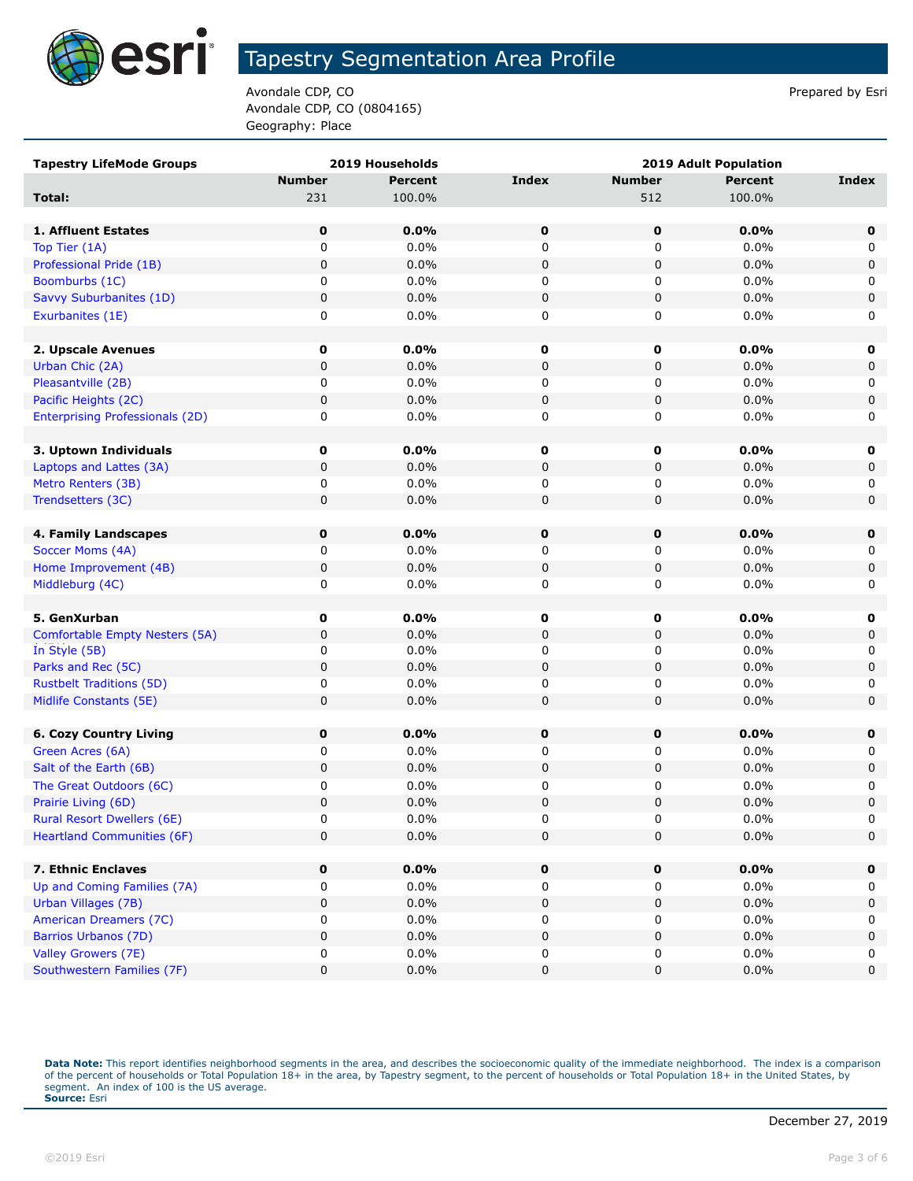# Tapestry Segmentation Area Profile

Avondale CDP, CO
Avondale CDP, CO (0804165)
Geography: Place

Prepared by Esri

| Tapestry LifeMode Groups | 2019 Households | | | 2019 Adult Population | | |
|---|---|---|---|---|---|---|
| | Number | Percent | Index | Number | Percent | Index |
| **Total:** | 231 | 100.0% | | 512 | 100.0% | |
| **1. Affluent Estates** | **0** | **0.0%** | **0** | **0** | **0.0%** | **0** |
| Top Tier (1A) | 0 | 0.0% | 0 | 0 | 0.0% | 0 |
| Professional Pride (1B) | 0 | 0.0% | 0 | 0 | 0.0% | 0 |
| Boomburbs (1C) | 0 | 0.0% | 0 | 0 | 0.0% | 0 |
| Savvy Suburbanites (1D) | 0 | 0.0% | 0 | 0 | 0.0% | 0 |
| Exurbanites (1E) | 0 | 0.0% | 0 | 0 | 0.0% | 0 |
| **2. Upscale Avenues** | **0** | **0.0%** | **0** | **0** | **0.0%** | **0** |
| Urban Chic (2A) | 0 | 0.0% | 0 | 0 | 0.0% | 0 |
| Pleasantville (2B) | 0 | 0.0% | 0 | 0 | 0.0% | 0 |
| Pacific Heights (2C) | 0 | 0.0% | 0 | 0 | 0.0% | 0 |
| Enterprising Professionals (2D) | 0 | 0.0% | 0 | 0 | 0.0% | 0 |
| **3. Uptown Individuals** | **0** | **0.0%** | **0** | **0** | **0.0%** | **0** |
| Laptops and Lattes (3A) | 0 | 0.0% | 0 | 0 | 0.0% | 0 |
| Metro Renters (3B) | 0 | 0.0% | 0 | 0 | 0.0% | 0 |
| Trendsetters (3C) | 0 | 0.0% | 0 | 0 | 0.0% | 0 |
| **4. Family Landscapes** | **0** | **0.0%** | **0** | **0** | **0.0%** | **0** |
| Soccer Moms (4A) | 0 | 0.0% | 0 | 0 | 0.0% | 0 |
| Home Improvement (4B) | 0 | 0.0% | 0 | 0 | 0.0% | 0 |
| Middleburg (4C) | 0 | 0.0% | 0 | 0 | 0.0% | 0 |
| **5. GenXurban** | **0** | **0.0%** | **0** | **0** | **0.0%** | **0** |
| Comfortable Empty Nesters (5A) | 0 | 0.0% | 0 | 0 | 0.0% | 0 |
| In Style (5B) | 0 | 0.0% | 0 | 0 | 0.0% | 0 |
| Parks and Rec (5C) | 0 | 0.0% | 0 | 0 | 0.0% | 0 |
| Rustbelt Traditions (5D) | 0 | 0.0% | 0 | 0 | 0.0% | 0 |
| Midlife Constants (5E) | 0 | 0.0% | 0 | 0 | 0.0% | 0 |
| **6. Cozy Country Living** | **0** | **0.0%** | **0** | **0** | **0.0%** | **0** |
| Green Acres (6A) | 0 | 0.0% | 0 | 0 | 0.0% | 0 |
| Salt of the Earth (6B) | 0 | 0.0% | 0 | 0 | 0.0% | 0 |
| The Great Outdoors (6C) | 0 | 0.0% | 0 | 0 | 0.0% | 0 |
| Prairie Living (6D) | 0 | 0.0% | 0 | 0 | 0.0% | 0 |
| Rural Resort Dwellers (6E) | 0 | 0.0% | 0 | 0 | 0.0% | 0 |
| Heartland Communities (6F) | 0 | 0.0% | 0 | 0 | 0.0% | 0 |
| **7. Ethnic Enclaves** | **0** | **0.0%** | **0** | **0** | **0.0%** | **0** |
| Up and Coming Families (7A) | 0 | 0.0% | 0 | 0 | 0.0% | 0 |
| Urban Villages (7B) | 0 | 0.0% | 0 | 0 | 0.0% | 0 |
| American Dreamers (7C) | 0 | 0.0% | 0 | 0 | 0.0% | 0 |
| Barrios Urbanos (7D) | 0 | 0.0% | 0 | 0 | 0.0% | 0 |
| Valley Growers (7E) | 0 | 0.0% | 0 | 0 | 0.0% | 0 |
| Southwestern Families (7F) | 0 | 0.0% | 0 | 0 | 0.0% | 0 |

**Data Note:** This report identifies neighborhood segments in the area, and describes the socioeconomic quality of the immediate neighborhood. The index is a comparison of the percent of households or Total Population 18+ in the area, by Tapestry segment, to the percent of households or Total Population 18+ in the United States, by segment. An index of 100 is the US average.
**Source:** Esri

December 27, 2019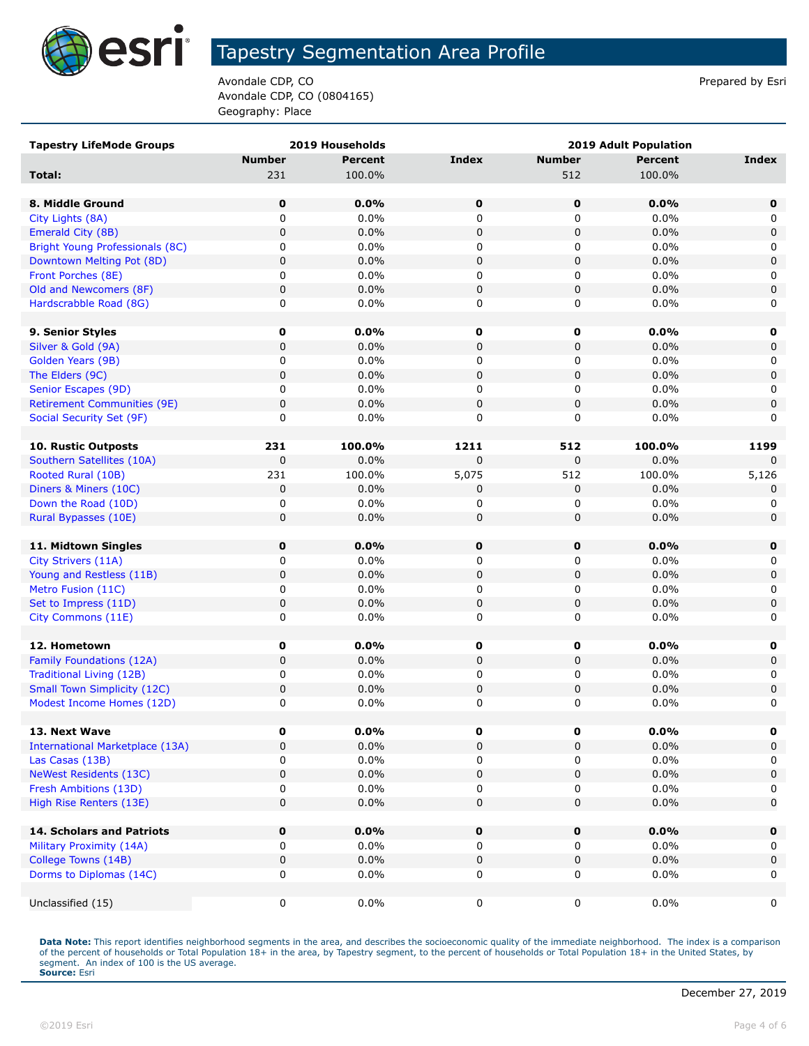# Tapestry Segmentation Area Profile

Avondale CDP, CO
Avondale CDP, CO (0804165)
Geography: Place

Prepared by Esri

| Tapestry LifeMode Groups | 2019 Households | | | 2019 Adult Population | | |
|---|---|---|---|---|---|---|
| | Number | Percent | Index | Number | Percent | Index |
| **Total:** | 231 | 100.0% | | 512 | 100.0% | |
| | | | | | | |
| **8. Middle Ground** | **0** | **0.0%** | **0** | **0** | **0.0%** | **0** |
| City Lights (8A) | 0 | 0.0% | 0 | 0 | 0.0% | 0 |
| Emerald City (8B) | 0 | 0.0% | 0 | 0 | 0.0% | 0 |
| Bright Young Professionals (8C) | 0 | 0.0% | 0 | 0 | 0.0% | 0 |
| Downtown Melting Pot (8D) | 0 | 0.0% | 0 | 0 | 0.0% | 0 |
| Front Porches (8E) | 0 | 0.0% | 0 | 0 | 0.0% | 0 |
| Old and Newcomers (8F) | 0 | 0.0% | 0 | 0 | 0.0% | 0 |
| Hardscrabble Road (8G) | 0 | 0.0% | 0 | 0 | 0.0% | 0 |
| | | | | | | |
| **9. Senior Styles** | **0** | **0.0%** | **0** | **0** | **0.0%** | **0** |
| Silver & Gold (9A) | 0 | 0.0% | 0 | 0 | 0.0% | 0 |
| Golden Years (9B) | 0 | 0.0% | 0 | 0 | 0.0% | 0 |
| The Elders (9C) | 0 | 0.0% | 0 | 0 | 0.0% | 0 |
| Senior Escapes (9D) | 0 | 0.0% | 0 | 0 | 0.0% | 0 |
| Retirement Communities (9E) | 0 | 0.0% | 0 | 0 | 0.0% | 0 |
| Social Security Set (9F) | 0 | 0.0% | 0 | 0 | 0.0% | 0 |
| | | | | | | |
| **10. Rustic Outposts** | **231** | **100.0%** | **1211** | **512** | **100.0%** | **1199** |
| Southern Satellites (10A) | 0 | 0.0% | 0 | 0 | 0.0% | 0 |
| Rooted Rural (10B) | 231 | 100.0% | 5,075 | 512 | 100.0% | 5,126 |
| Diners & Miners (10C) | 0 | 0.0% | 0 | 0 | 0.0% | 0 |
| Down the Road (10D) | 0 | 0.0% | 0 | 0 | 0.0% | 0 |
| Rural Bypasses (10E) | 0 | 0.0% | 0 | 0 | 0.0% | 0 |
| | | | | | | |
| **11. Midtown Singles** | **0** | **0.0%** | **0** | **0** | **0.0%** | **0** |
| City Strivers (11A) | 0 | 0.0% | 0 | 0 | 0.0% | 0 |
| Young and Restless (11B) | 0 | 0.0% | 0 | 0 | 0.0% | 0 |
| Metro Fusion (11C) | 0 | 0.0% | 0 | 0 | 0.0% | 0 |
| Set to Impress (11D) | 0 | 0.0% | 0 | 0 | 0.0% | 0 |
| City Commons (11E) | 0 | 0.0% | 0 | 0 | 0.0% | 0 |
| | | | | | | |
| **12. Hometown** | **0** | **0.0%** | **0** | **0** | **0.0%** | **0** |
| Family Foundations (12A) | 0 | 0.0% | 0 | 0 | 0.0% | 0 |
| Traditional Living (12B) | 0 | 0.0% | 0 | 0 | 0.0% | 0 |
| Small Town Simplicity (12C) | 0 | 0.0% | 0 | 0 | 0.0% | 0 |
| Modest Income Homes (12D) | 0 | 0.0% | 0 | 0 | 0.0% | 0 |
| | | | | | | |
| **13. Next Wave** | **0** | **0.0%** | **0** | **0** | **0.0%** | **0** |
| International Marketplace (13A) | 0 | 0.0% | 0 | 0 | 0.0% | 0 |
| Las Casas (13B) | 0 | 0.0% | 0 | 0 | 0.0% | 0 |
| NeWest Residents (13C) | 0 | 0.0% | 0 | 0 | 0.0% | 0 |
| Fresh Ambitions (13D) | 0 | 0.0% | 0 | 0 | 0.0% | 0 |
| High Rise Renters (13E) | 0 | 0.0% | 0 | 0 | 0.0% | 0 |
| | | | | | | |
| **14. Scholars and Patriots** | **0** | **0.0%** | **0** | **0** | **0.0%** | **0** |
| Military Proximity (14A) | 0 | 0.0% | 0 | 0 | 0.0% | 0 |
| College Towns (14B) | 0 | 0.0% | 0 | 0 | 0.0% | 0 |
| Dorms to Diplomas (14C) | 0 | 0.0% | 0 | 0 | 0.0% | 0 |
| | | | | | | |
| Unclassified (15) | 0 | 0.0% | 0 | 0 | 0.0% | 0 |

**Data Note:** This report identifies neighborhood segments in the area, and describes the socioeconomic quality of the immediate neighborhood. The index is a comparison of the percent of households or Total Population 18+ in the area, by Tapestry segment, to the percent of households or Total Population 18+ in the United States, by segment. An index of 100 is the US average.
**Source:** Esri

December 27, 2019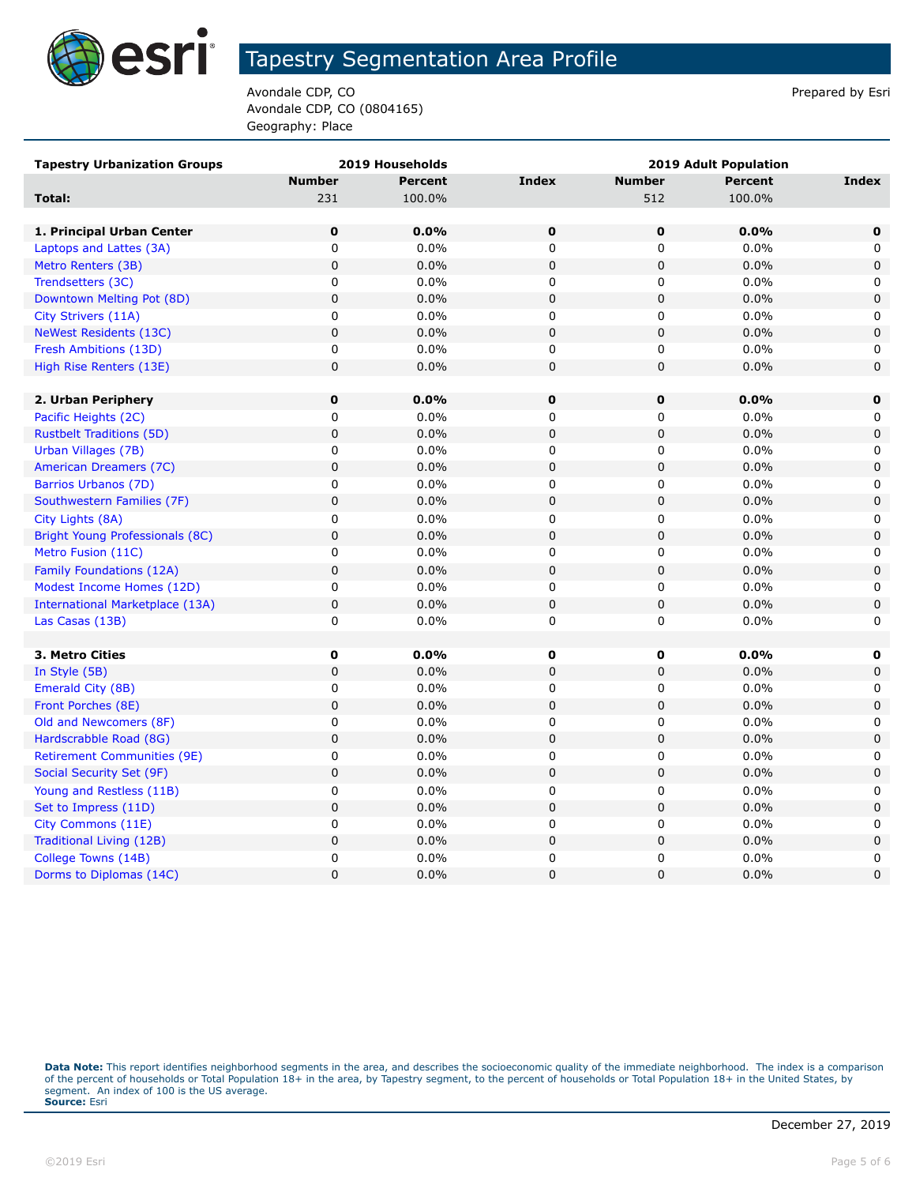# Tapestry Segmentation Area Profile

Avondale CDP, CO
Avondale CDP, CO (0804165)
Geography: Place

Prepared by Esri

| Tapestry Urbanization Groups | 2019 Households | | | 2019 Adult Population | | |
|---|---|---|---|---|---|---|
| | Number | Percent | Index | Number | Percent | Index |
| **Total:** | 231 | 100.0% | | 512 | 100.0% | |
| | | | | | | |
| **1. Principal Urban Center** | **0** | **0.0%** | **0** | **0** | **0.0%** | **0** |
| Laptops and Lattes (3A) | 0 | 0.0% | 0 | 0 | 0.0% | 0 |
| Metro Renters (3B) | 0 | 0.0% | 0 | 0 | 0.0% | 0 |
| Trendsetters (3C) | 0 | 0.0% | 0 | 0 | 0.0% | 0 |
| Downtown Melting Pot (8D) | 0 | 0.0% | 0 | 0 | 0.0% | 0 |
| City Strivers (11A) | 0 | 0.0% | 0 | 0 | 0.0% | 0 |
| NeWest Residents (13C) | 0 | 0.0% | 0 | 0 | 0.0% | 0 |
| Fresh Ambitions (13D) | 0 | 0.0% | 0 | 0 | 0.0% | 0 |
| High Rise Renters (13E) | 0 | 0.0% | 0 | 0 | 0.0% | 0 |
| | | | | | | |
| **2. Urban Periphery** | **0** | **0.0%** | **0** | **0** | **0.0%** | **0** |
| Pacific Heights (2C) | 0 | 0.0% | 0 | 0 | 0.0% | 0 |
| Rustbelt Traditions (5D) | 0 | 0.0% | 0 | 0 | 0.0% | 0 |
| Urban Villages (7B) | 0 | 0.0% | 0 | 0 | 0.0% | 0 |
| American Dreamers (7C) | 0 | 0.0% | 0 | 0 | 0.0% | 0 |
| Barrios Urbanos (7D) | 0 | 0.0% | 0 | 0 | 0.0% | 0 |
| Southwestern Families (7F) | 0 | 0.0% | 0 | 0 | 0.0% | 0 |
| City Lights (8A) | 0 | 0.0% | 0 | 0 | 0.0% | 0 |
| Bright Young Professionals (8C) | 0 | 0.0% | 0 | 0 | 0.0% | 0 |
| Metro Fusion (11C) | 0 | 0.0% | 0 | 0 | 0.0% | 0 |
| Family Foundations (12A) | 0 | 0.0% | 0 | 0 | 0.0% | 0 |
| Modest Income Homes (12D) | 0 | 0.0% | 0 | 0 | 0.0% | 0 |
| International Marketplace (13A) | 0 | 0.0% | 0 | 0 | 0.0% | 0 |
| Las Casas (13B) | 0 | 0.0% | 0 | 0 | 0.0% | 0 |
| | | | | | | |
| **3. Metro Cities** | **0** | **0.0%** | **0** | **0** | **0.0%** | **0** |
| In Style (5B) | 0 | 0.0% | 0 | 0 | 0.0% | 0 |
| Emerald City (8B) | 0 | 0.0% | 0 | 0 | 0.0% | 0 |
| Front Porches (8E) | 0 | 0.0% | 0 | 0 | 0.0% | 0 |
| Old and Newcomers (8F) | 0 | 0.0% | 0 | 0 | 0.0% | 0 |
| Hardscrabble Road (8G) | 0 | 0.0% | 0 | 0 | 0.0% | 0 |
| Retirement Communities (9E) | 0 | 0.0% | 0 | 0 | 0.0% | 0 |
| Social Security Set (9F) | 0 | 0.0% | 0 | 0 | 0.0% | 0 |
| Young and Restless (11B) | 0 | 0.0% | 0 | 0 | 0.0% | 0 |
| Set to Impress (11D) | 0 | 0.0% | 0 | 0 | 0.0% | 0 |
| City Commons (11E) | 0 | 0.0% | 0 | 0 | 0.0% | 0 |
| Traditional Living (12B) | 0 | 0.0% | 0 | 0 | 0.0% | 0 |
| College Towns (14B) | 0 | 0.0% | 0 | 0 | 0.0% | 0 |
| Dorms to Diplomas (14C) | 0 | 0.0% | 0 | 0 | 0.0% | 0 |

**Data Note:** This report identifies neighborhood segments in the area, and describes the socioeconomic quality of the immediate neighborhood. The index is a comparison of the percent of households or Total Population 18+ in the area, by Tapestry segment, to the percent of households or Total Population 18+ in the United States, by segment. An index of 100 is the US average.
**Source:** Esri

December 27, 2019

©2019 Esri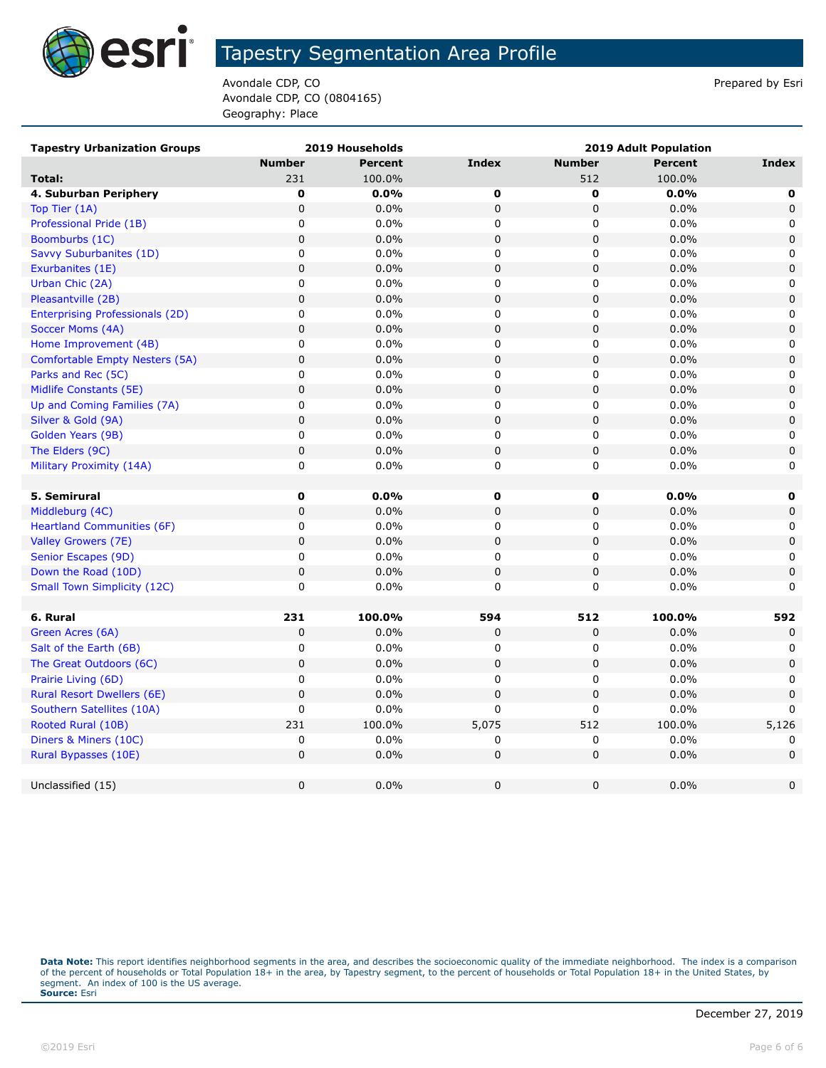# Tapestry Segmentation Area Profile

Avondale CDP, CO
Avondale CDP, CO (0804165)
Geography: Place

Prepared by Esri

| Tapestry Urbanization Groups | 2019 Households | | | 2019 Adult Population | | |
|---|---|---|---|---|---|---|
| | Number | Percent | Index | Number | Percent | Index |
| **Total:** | 231 | 100.0% | | 512 | 100.0% | |
| **4. Suburban Periphery** | **0** | **0.0%** | **0** | **0** | **0.0%** | **0** |
| Top Tier (1A) | 0 | 0.0% | 0 | 0 | 0.0% | 0 |
| Professional Pride (1B) | 0 | 0.0% | 0 | 0 | 0.0% | 0 |
| Boomburbs (1C) | 0 | 0.0% | 0 | 0 | 0.0% | 0 |
| Savvy Suburbanites (1D) | 0 | 0.0% | 0 | 0 | 0.0% | 0 |
| Exurbanites (1E) | 0 | 0.0% | 0 | 0 | 0.0% | 0 |
| Urban Chic (2A) | 0 | 0.0% | 0 | 0 | 0.0% | 0 |
| Pleasantville (2B) | 0 | 0.0% | 0 | 0 | 0.0% | 0 |
| Enterprising Professionals (2D) | 0 | 0.0% | 0 | 0 | 0.0% | 0 |
| Soccer Moms (4A) | 0 | 0.0% | 0 | 0 | 0.0% | 0 |
| Home Improvement (4B) | 0 | 0.0% | 0 | 0 | 0.0% | 0 |
| Comfortable Empty Nesters (5A) | 0 | 0.0% | 0 | 0 | 0.0% | 0 |
| Parks and Rec (5C) | 0 | 0.0% | 0 | 0 | 0.0% | 0 |
| Midlife Constants (5E) | 0 | 0.0% | 0 | 0 | 0.0% | 0 |
| Up and Coming Families (7A) | 0 | 0.0% | 0 | 0 | 0.0% | 0 |
| Silver & Gold (9A) | 0 | 0.0% | 0 | 0 | 0.0% | 0 |
| Golden Years (9B) | 0 | 0.0% | 0 | 0 | 0.0% | 0 |
| The Elders (9C) | 0 | 0.0% | 0 | 0 | 0.0% | 0 |
| Military Proximity (14A) | 0 | 0.0% | 0 | 0 | 0.0% | 0 |
| | | | | | | |
| **5. Semirural** | **0** | **0.0%** | **0** | **0** | **0.0%** | **0** |
| Middleburg (4C) | 0 | 0.0% | 0 | 0 | 0.0% | 0 |
| Heartland Communities (6F) | 0 | 0.0% | 0 | 0 | 0.0% | 0 |
| Valley Growers (7E) | 0 | 0.0% | 0 | 0 | 0.0% | 0 |
| Senior Escapes (9D) | 0 | 0.0% | 0 | 0 | 0.0% | 0 |
| Down the Road (10D) | 0 | 0.0% | 0 | 0 | 0.0% | 0 |
| Small Town Simplicity (12C) | 0 | 0.0% | 0 | 0 | 0.0% | 0 |
| | | | | | | |
| **6. Rural** | **231** | **100.0%** | **594** | **512** | **100.0%** | **592** |
| Green Acres (6A) | 0 | 0.0% | 0 | 0 | 0.0% | 0 |
| Salt of the Earth (6B) | 0 | 0.0% | 0 | 0 | 0.0% | 0 |
| The Great Outdoors (6C) | 0 | 0.0% | 0 | 0 | 0.0% | 0 |
| Prairie Living (6D) | 0 | 0.0% | 0 | 0 | 0.0% | 0 |
| Rural Resort Dwellers (6E) | 0 | 0.0% | 0 | 0 | 0.0% | 0 |
| Southern Satellites (10A) | 0 | 0.0% | 0 | 0 | 0.0% | 0 |
| Rooted Rural (10B) | 231 | 100.0% | 5,075 | 512 | 100.0% | 5,126 |
| Diners & Miners (10C) | 0 | 0.0% | 0 | 0 | 0.0% | 0 |
| Rural Bypasses (10E) | 0 | 0.0% | 0 | 0 | 0.0% | 0 |
| | | | | | | |
| Unclassified (15) | 0 | 0.0% | 0 | 0 | 0.0% | 0 |

**Data Note:** This report identifies neighborhood segments in the area, and describes the socioeconomic quality of the immediate neighborhood. The index is a comparison of the percent of households or Total Population 18+ in the area, by Tapestry segment, to the percent of households or Total Population 18+ in the United States, by segment. An index of 100 is the US average.
**Source:** Esri

December 27, 2019